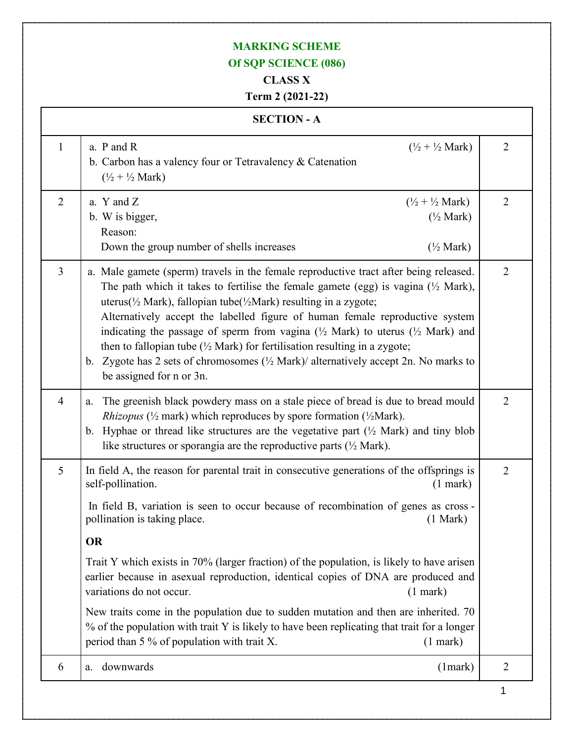**MARKING SCHEME**

**Of SQP SCIENCE (086)**

**CLASS X**

**Term 2 (2021-22)**

| **SECTION - A** | | |
|---|---|---|
| 1 | a. P and R (½ + ½ Mark)<br>b. Carbon has a valency four or Tetravalency & Catenation (½ + ½ Mark) | 2 |
| 2 | a. Y and Z (½ + ½ Mark)<br>b. W is bigger, (½ Mark)<br>Reason:<br>Down the group number of shells increases (½ Mark) | 2 |
| 3 | a. Male gamete (sperm) travels in the female reproductive tract after being released. The path which it takes to fertilise the female gamete (egg) is vagina (½ Mark), uterus(½ Mark), fallopian tube(½Mark) resulting in a zygote;<br>Alternatively accept the labelled figure of human female reproductive system indicating the passage of sperm from vagina (½ Mark) to uterus (½ Mark) and then to fallopian tube (½ Mark) for fertilisation resulting in a zygote;<br>b. Zygote has 2 sets of chromosomes (½ Mark)/ alternatively accept 2n. No marks to be assigned for n or 3n. | 2 |
| 4 | a. The greenish black powdery mass on a stale piece of bread is due to bread mould *Rhizopus* (½ mark) which reproduces by spore formation (½Mark).<br>b. Hyphae or thread like structures are the vegetative part (½ Mark) and tiny blob like structures or sporangia are the reproductive parts (½ Mark). | 2 |
| 5 | In field A, the reason for parental trait in consecutive generations of the offsprings is self-pollination. (1 mark)<br>In field B, variation is seen to occur because of recombination of genes as cross - pollination is taking place. (1 Mark)<br>**OR**<br>Trait Y which exists in 70% (larger fraction) of the population, is likely to have arisen earlier because in asexual reproduction, identical copies of DNA are produced and variations do not occur. (1 mark)<br>New traits come in the population due to sudden mutation and then are inherited. 70 % of the population with trait Y is likely to have been replicating that trait for a longer period than 5 % of population with trait X. (1 mark) | 2 |
| 6 | a. downwards (1mark) | 2 |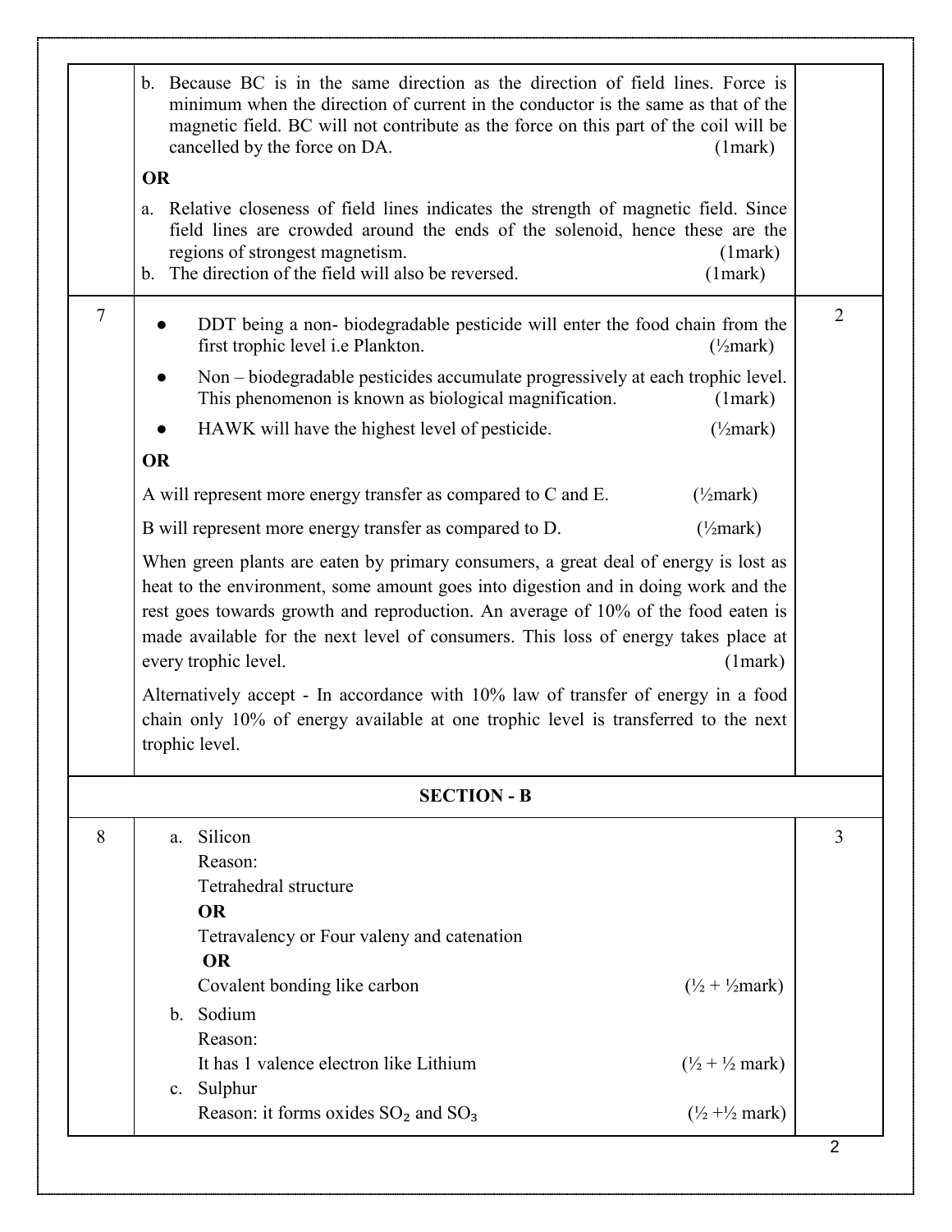| | | |
|---|---|---|
| | b. Because BC is in the same direction as the direction of field lines. Force is minimum when the direction of current in the conductor is the same as that of the magnetic field. BC will not contribute as the force on this part of the coil will be cancelled by the force on DA. (1mark)<br><br>**OR**<br><br>a. Relative closeness of field lines indicates the strength of magnetic field. Since field lines are crowded around the ends of the solenoid, hence these are the regions of strongest magnetism. (1mark)<br>b. The direction of the field will also be reversed. (1mark) | |
| 7 | • DDT being a non- biodegradable pesticide will enter the food chain from the first trophic level i.e Plankton. (½mark)<br>• Non – biodegradable pesticides accumulate progressively at each trophic level. This phenomenon is known as biological magnification. (1mark)<br>• HAWK will have the highest level of pesticide. (½mark)<br><br>**OR**<br><br>A will represent more energy transfer as compared to C and E. (½mark)<br><br>B will represent more energy transfer as compared to D. (½mark)<br><br>When green plants are eaten by primary consumers, a great deal of energy is lost as heat to the environment, some amount goes into digestion and in doing work and the rest goes towards growth and reproduction. An average of 10% of the food eaten is made available for the next level of consumers. This loss of energy takes place at every trophic level. (1mark)<br><br>Alternatively accept - In accordance with 10% law of transfer of energy in a food chain only 10% of energy available at one trophic level is transferred to the next trophic level. | 2 |
| | **SECTION - B** | |
| 8 | a. Silicon<br>Reason:<br>Tetrahedral structure<br>**OR**<br>Tetravalency or Four valeny and catenation<br>**OR**<br>Covalent bonding like carbon (½ + ½mark)<br>b. Sodium<br>Reason:<br>It has 1 valence electron like Lithium (½ + ½ mark)<br>c. Sulphur<br>Reason: it forms oxides $SO_2$ and $SO_3$ (½ +½ mark) | 3 |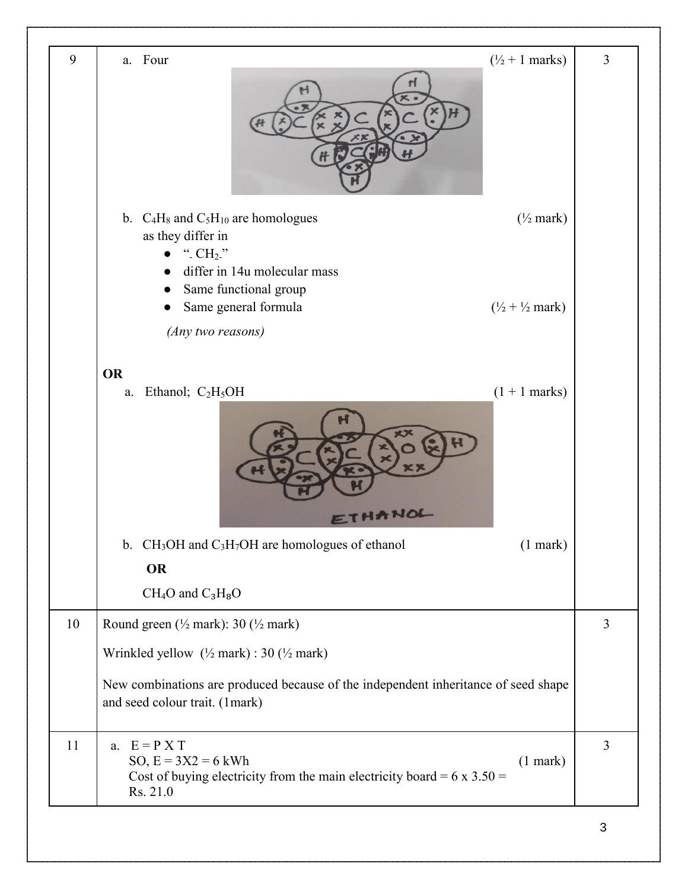| | | |
|---|---|---|
| 9 | a. Four (½ + 1 marks)<br><br>b. $C_4H_8$ and $C_5H_{10}$ are homologues (½ mark)<br>as they differ in<br>● "- $CH_2$-"<br>● differ in 14u molecular mass<br>● Same functional group<br>● Same general formula (½ + ½ mark)<br>*(Any two reasons)*<br><br>**OR**<br>a. Ethanol; $C_2H_5OH$ (1 + 1 marks)<br><br>b. $CH_3OH$ and $C_3H_7OH$ are homologues of ethanol (1 mark)<br>**OR**<br>$CH_4O$ and $C_3H_8O$ | 3 |
| 10 | Round green (½ mark): 30 (½ mark)<br><br>Wrinkled yellow (½ mark) : 30 (½ mark)<br><br>New combinations are produced because of the independent inheritance of seed shape and seed colour trait. (1mark) | 3 |
| 11 | a. E = P X T<br>SO, E = 3X2 = 6 kWh (1 mark)<br>Cost of buying electricity from the main electricity board = 6 x 3.50 = Rs. 21.0 | 3 |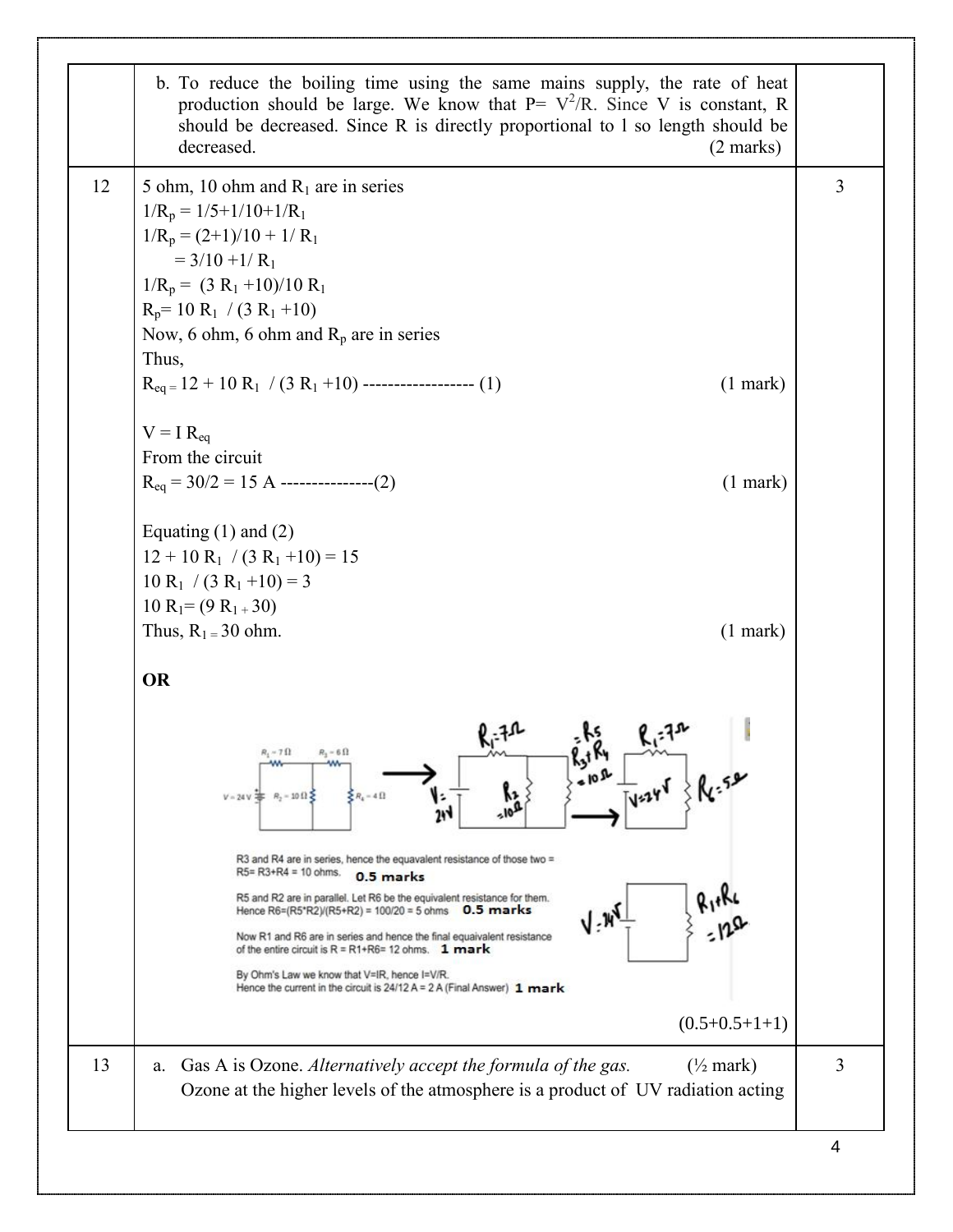| | | |
|---|---|---|
| | b. To reduce the boiling time using the same mains supply, the rate of heat production should be large. We know that P= $V^2/R$. Since V is constant, R should be decreased. Since R is directly proportional to l so length should be decreased. (2 marks) | |
| 12 | 5 ohm, 10 ohm and $R_1$ are in series<br>$1/R_p = 1/5+1/10+1/R_1$<br>$1/R_p = (2+1)/10 + 1/R_1$<br>$= 3/10 + 1/R_1$<br>$1/R_p = (3R_1 + 10)/10R_1$<br>$R_p = 10R_1 / (3R_1 + 10)$<br>Now, 6 ohm, 6 ohm and $R_p$ are in series<br>Thus,<br>$R_{eq} = 12 + 10R_1 / (3R_1 + 10)$ ------------------ (1) (1 mark)<br><br>$V = I R_{eq}$<br>From the circuit<br>$R_{eq} = 30/2 = 15$ A ---------------(2) (1 mark)<br><br>Equating (1) and (2)<br>$12 + 10R_1 / (3R_1 + 10) = 15$<br>$10R_1 / (3R_1 + 10) = 3$<br>$10R_1 = (9R_1 + 30)$<br>Thus, $R_1 = 30$ ohm. (1 mark)<br><br>**OR**<br><br>R3 and R4 are in series, hence the equavalent resistance of those two = R5= R3+R4 = 10 ohms. **0.5 marks**<br>R5 and R2 are in parallel. Let R6 be the equivalent resistance for them. Hence R6=(R5*R2)/(R5+R2) = 100/20 = 5 ohms **0.5 marks**<br>Now R1 and R6 are in series and hence the final equaivalent resistance of the entire circuit is R = R1+R6= 12 ohms. **1 mark**<br>By Ohm's Law we know that V=IR, hence I=V/R.<br>Hence the current in the circuit is 24/12 A = 2 A (Final Answer) **1 mark**<br><br>(0.5+0.5+1+1) | 3 |
| 13 | a. Gas A is Ozone. *Alternatively accept the formula of the gas.* (½ mark)<br>Ozone at the higher levels of the atmosphere is a product of UV radiation acting | 3 |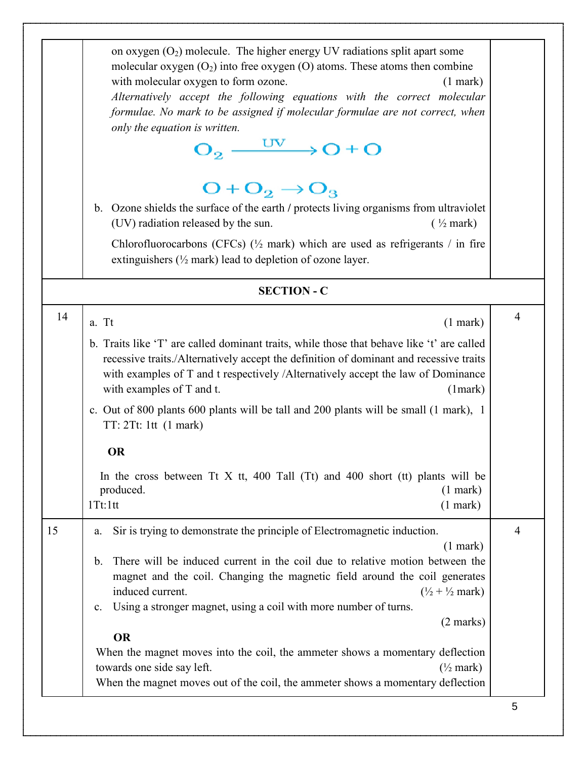| | | |
|---|---|---|
| | on oxygen ($O_2$) molecule. The higher energy UV radiations split apart some molecular oxygen ($O_2$) into free oxygen (O) atoms. These atoms then combine with molecular oxygen to form ozone. (1 mark)<br>*Alternatively accept the following equations with the correct molecular formulae. No mark to be assigned if molecular formulae are not correct, when only the equation is written.*<br>$O_2 \xrightarrow{UV} O + O$<br>$O + O_2 \rightarrow O_3$<br>b. Ozone shields the surface of the earth / protects living organisms from ultraviolet (UV) radiation released by the sun. ( ½ mark)<br>Chlorofluorocarbons (CFCs) (½ mark) which are used as refrigerants / in fire extinguishers (½ mark) lead to depletion of ozone layer. | |
| **SECTION - C** | | |
| 14 | a. Tt (1 mark)<br>b. Traits like 'T' are called dominant traits, while those that behave like 't' are called recessive traits./Alternatively accept the definition of dominant and recessive traits with examples of T and t respectively /Alternatively accept the law of Dominance with examples of T and t. (1mark)<br>c. Out of 800 plants 600 plants will be tall and 200 plants will be small (1 mark), 1 TT: 2Tt: 1tt (1 mark)<br>**OR**<br>In the cross between Tt X tt, 400 Tall (Tt) and 400 short (tt) plants will be produced. (1 mark)<br>1Tt:1tt (1 mark) | 4 |
| 15 | a. Sir is trying to demonstrate the principle of Electromagnetic induction. (1 mark)<br>b. There will be induced current in the coil due to relative motion between the magnet and the coil. Changing the magnetic field around the coil generates induced current. (½ + ½ mark)<br>c. Using a stronger magnet, using a coil with more number of turns. (2 marks)<br>**OR**<br>When the magnet moves into the coil, the ammeter shows a momentary deflection towards one side say left. (½ mark)<br>When the magnet moves out of the coil, the ammeter shows a momentary deflection | 4 |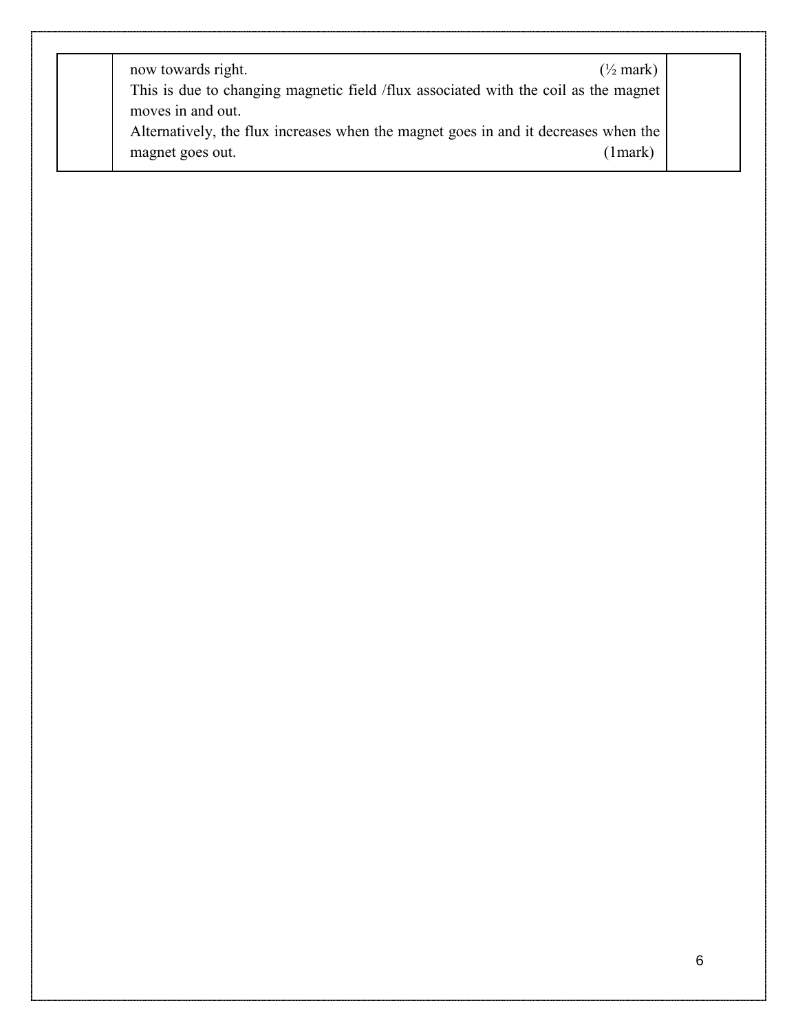| | | |
|---|---|---|
| | now towards right. (½ mark)<br>This is due to changing magnetic field /flux associated with the coil as the magnet moves in and out.<br>Alternatively, the flux increases when the magnet goes in and it decreases when the magnet goes out. (1mark) | |